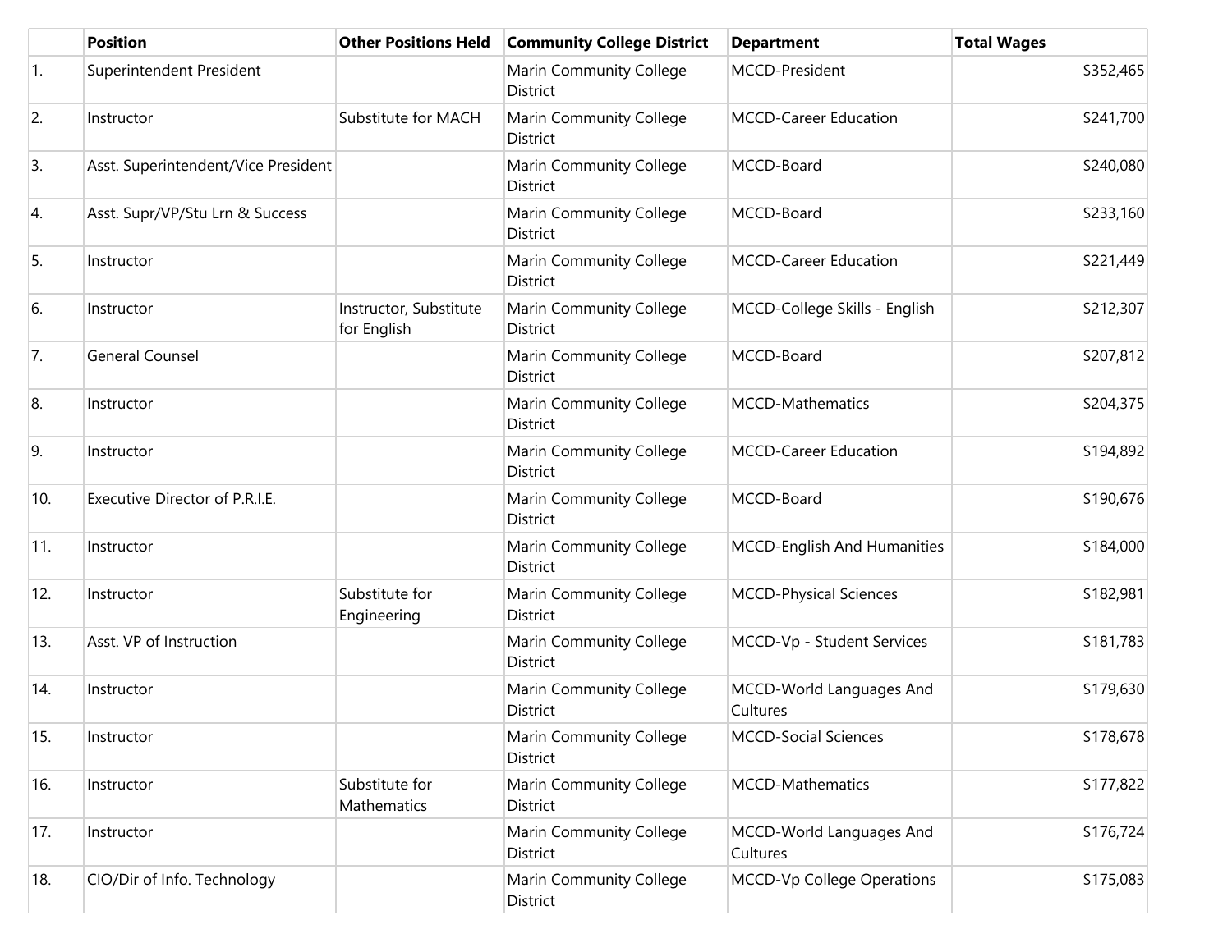| | Position | Other Positions Held | Community College District | Department | Total Wages |
|---|---|---|---|---|---|
| 1. | Superintendent President | | Marin Community College District | MCCD-President | $352,465 |
| 2. | Instructor | Substitute for MACH | Marin Community College District | MCCD-Career Education | $241,700 |
| 3. | Asst. Superintendent/Vice President | | Marin Community College District | MCCD-Board | $240,080 |
| 4. | Asst. Supr/VP/Stu Lrn & Success | | Marin Community College District | MCCD-Board | $233,160 |
| 5. | Instructor | | Marin Community College District | MCCD-Career Education | $221,449 |
| 6. | Instructor | Instructor, Substitute for English | Marin Community College District | MCCD-College Skills - English | $212,307 |
| 7. | General Counsel | | Marin Community College District | MCCD-Board | $207,812 |
| 8. | Instructor | | Marin Community College District | MCCD-Mathematics | $204,375 |
| 9. | Instructor | | Marin Community College District | MCCD-Career Education | $194,892 |
| 10. | Executive Director of P.R.I.E. | | Marin Community College District | MCCD-Board | $190,676 |
| 11. | Instructor | | Marin Community College District | MCCD-English And Humanities | $184,000 |
| 12. | Instructor | Substitute for Engineering | Marin Community College District | MCCD-Physical Sciences | $182,981 |
| 13. | Asst. VP of Instruction | | Marin Community College District | MCCD-Vp - Student Services | $181,783 |
| 14. | Instructor | | Marin Community College District | MCCD-World Languages And Cultures | $179,630 |
| 15. | Instructor | | Marin Community College District | MCCD-Social Sciences | $178,678 |
| 16. | Instructor | Substitute for Mathematics | Marin Community College District | MCCD-Mathematics | $177,822 |
| 17. | Instructor | | Marin Community College District | MCCD-World Languages And Cultures | $176,724 |
| 18. | CIO/Dir of Info. Technology | | Marin Community College District | MCCD-Vp College Operations | $175,083 |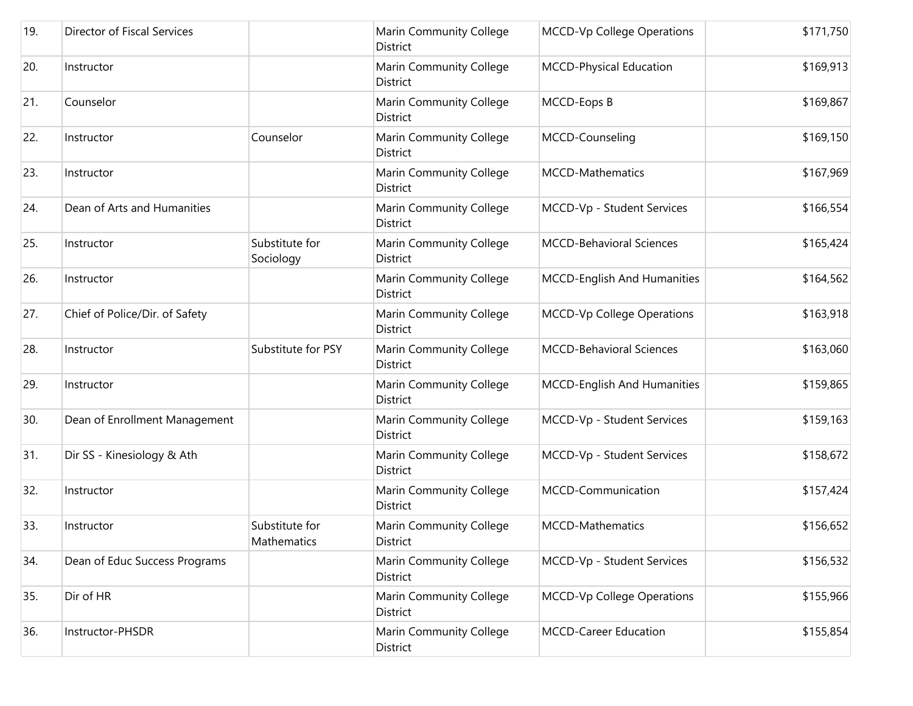| | | | | | |
|---|---|---|---|---|---|
| 19. | Director of Fiscal Services | | Marin Community College District | MCCD-Vp College Operations | $171,750 |
| 20. | Instructor | | Marin Community College District | MCCD-Physical Education | $169,913 |
| 21. | Counselor | | Marin Community College District | MCCD-Eops B | $169,867 |
| 22. | Instructor | Counselor | Marin Community College District | MCCD-Counseling | $169,150 |
| 23. | Instructor | | Marin Community College District | MCCD-Mathematics | $167,969 |
| 24. | Dean of Arts and Humanities | | Marin Community College District | MCCD-Vp - Student Services | $166,554 |
| 25. | Instructor | Substitute for Sociology | Marin Community College District | MCCD-Behavioral Sciences | $165,424 |
| 26. | Instructor | | Marin Community College District | MCCD-English And Humanities | $164,562 |
| 27. | Chief of Police/Dir. of Safety | | Marin Community College District | MCCD-Vp College Operations | $163,918 |
| 28. | Instructor | Substitute for PSY | Marin Community College District | MCCD-Behavioral Sciences | $163,060 |
| 29. | Instructor | | Marin Community College District | MCCD-English And Humanities | $159,865 |
| 30. | Dean of Enrollment Management | | Marin Community College District | MCCD-Vp - Student Services | $159,163 |
| 31. | Dir SS - Kinesiology & Ath | | Marin Community College District | MCCD-Vp - Student Services | $158,672 |
| 32. | Instructor | | Marin Community College District | MCCD-Communication | $157,424 |
| 33. | Instructor | Substitute for Mathematics | Marin Community College District | MCCD-Mathematics | $156,652 |
| 34. | Dean of Educ Success Programs | | Marin Community College District | MCCD-Vp - Student Services | $156,532 |
| 35. | Dir of HR | | Marin Community College District | MCCD-Vp College Operations | $155,966 |
| 36. | Instructor-PHSDR | | Marin Community College District | MCCD-Career Education | $155,854 |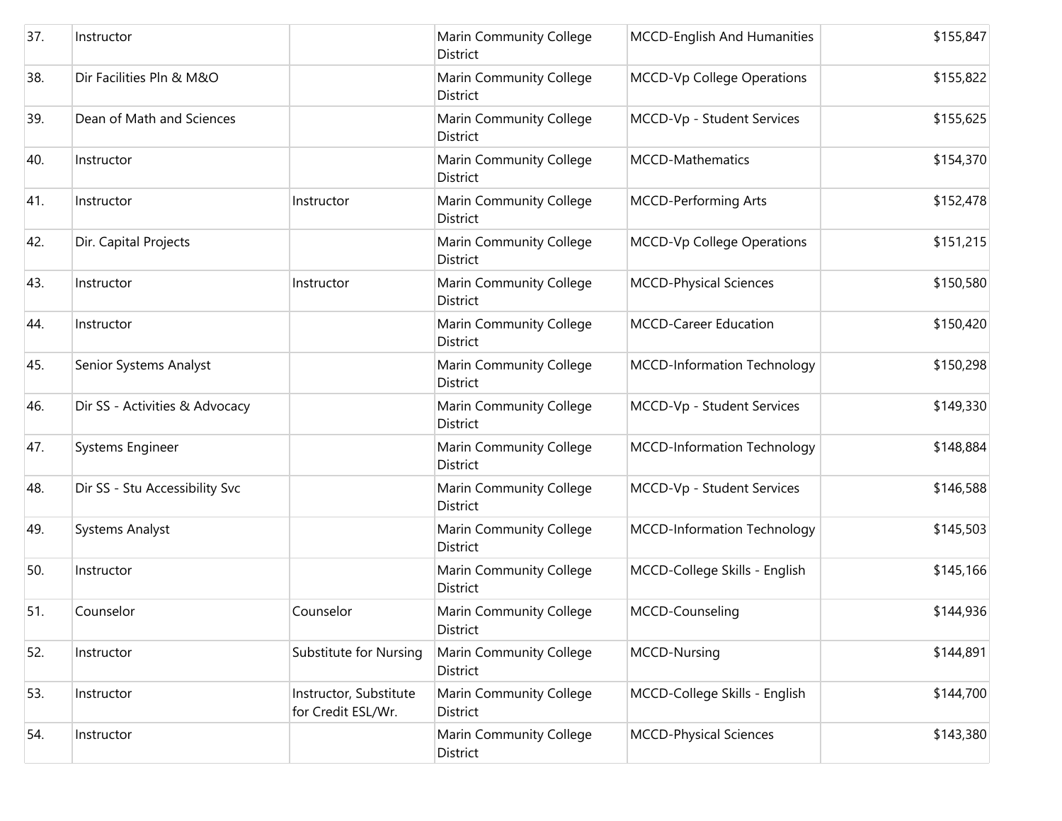| | | | | | |
|---|---|---|---|---|---|
| 37. | Instructor | | Marin Community College District | MCCD-English And Humanities | $155,847 |
| 38. | Dir Facilities Pln & M&O | | Marin Community College District | MCCD-Vp College Operations | $155,822 |
| 39. | Dean of Math and Sciences | | Marin Community College District | MCCD-Vp - Student Services | $155,625 |
| 40. | Instructor | | Marin Community College District | MCCD-Mathematics | $154,370 |
| 41. | Instructor | Instructor | Marin Community College District | MCCD-Performing Arts | $152,478 |
| 42. | Dir. Capital Projects | | Marin Community College District | MCCD-Vp College Operations | $151,215 |
| 43. | Instructor | Instructor | Marin Community College District | MCCD-Physical Sciences | $150,580 |
| 44. | Instructor | | Marin Community College District | MCCD-Career Education | $150,420 |
| 45. | Senior Systems Analyst | | Marin Community College District | MCCD-Information Technology | $150,298 |
| 46. | Dir SS - Activities & Advocacy | | Marin Community College District | MCCD-Vp - Student Services | $149,330 |
| 47. | Systems Engineer | | Marin Community College District | MCCD-Information Technology | $148,884 |
| 48. | Dir SS - Stu Accessibility Svc | | Marin Community College District | MCCD-Vp - Student Services | $146,588 |
| 49. | Systems Analyst | | Marin Community College District | MCCD-Information Technology | $145,503 |
| 50. | Instructor | | Marin Community College District | MCCD-College Skills - English | $145,166 |
| 51. | Counselor | Counselor | Marin Community College District | MCCD-Counseling | $144,936 |
| 52. | Instructor | Substitute for Nursing | Marin Community College District | MCCD-Nursing | $144,891 |
| 53. | Instructor | Instructor, Substitute for Credit ESL/Wr. | Marin Community College District | MCCD-College Skills - English | $144,700 |
| 54. | Instructor | | Marin Community College District | MCCD-Physical Sciences | $143,380 |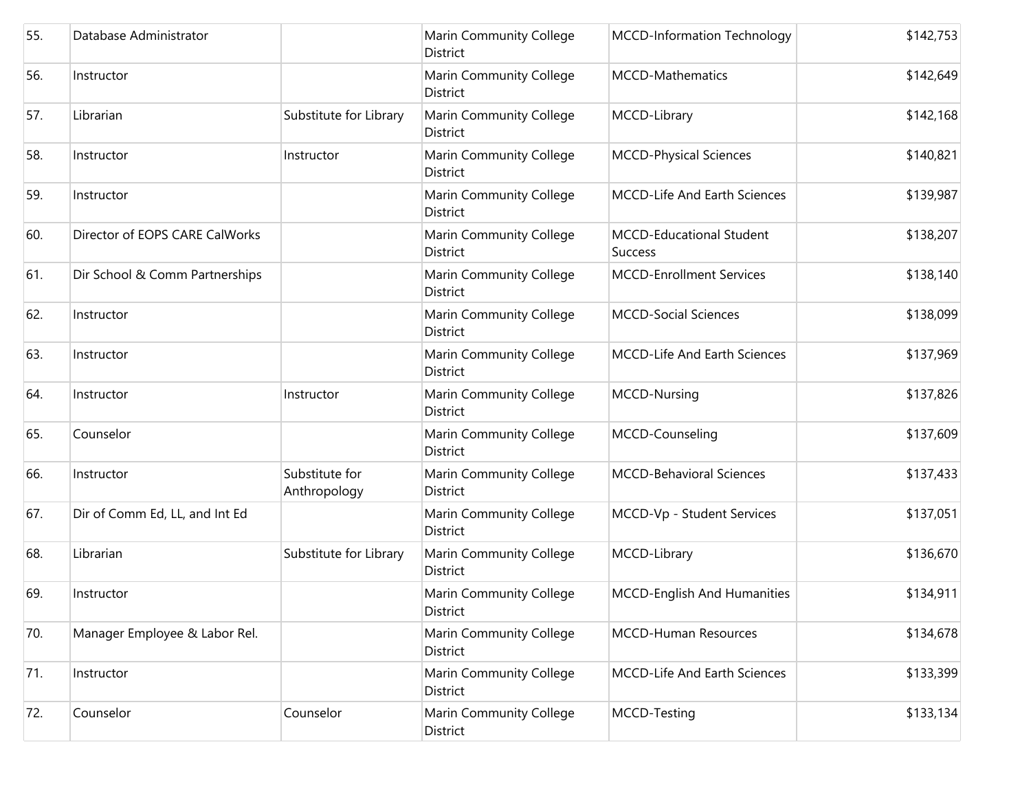| | | | | | |
|---|---|---|---|---|---|
| 55. | Database Administrator | | Marin Community College District | MCCD-Information Technology | $142,753 |
| 56. | Instructor | | Marin Community College District | MCCD-Mathematics | $142,649 |
| 57. | Librarian | Substitute for Library | Marin Community College District | MCCD-Library | $142,168 |
| 58. | Instructor | Instructor | Marin Community College District | MCCD-Physical Sciences | $140,821 |
| 59. | Instructor | | Marin Community College District | MCCD-Life And Earth Sciences | $139,987 |
| 60. | Director of EOPS CARE CalWorks | | Marin Community College District | MCCD-Educational Student Success | $138,207 |
| 61. | Dir School & Comm Partnerships | | Marin Community College District | MCCD-Enrollment Services | $138,140 |
| 62. | Instructor | | Marin Community College District | MCCD-Social Sciences | $138,099 |
| 63. | Instructor | | Marin Community College District | MCCD-Life And Earth Sciences | $137,969 |
| 64. | Instructor | Instructor | Marin Community College District | MCCD-Nursing | $137,826 |
| 65. | Counselor | | Marin Community College District | MCCD-Counseling | $137,609 |
| 66. | Instructor | Substitute for Anthropology | Marin Community College District | MCCD-Behavioral Sciences | $137,433 |
| 67. | Dir of Comm Ed, LL, and Int Ed | | Marin Community College District | MCCD-Vp - Student Services | $137,051 |
| 68. | Librarian | Substitute for Library | Marin Community College District | MCCD-Library | $136,670 |
| 69. | Instructor | | Marin Community College District | MCCD-English And Humanities | $134,911 |
| 70. | Manager Employee & Labor Rel. | | Marin Community College District | MCCD-Human Resources | $134,678 |
| 71. | Instructor | | Marin Community College District | MCCD-Life And Earth Sciences | $133,399 |
| 72. | Counselor | Counselor | Marin Community College District | MCCD-Testing | $133,134 |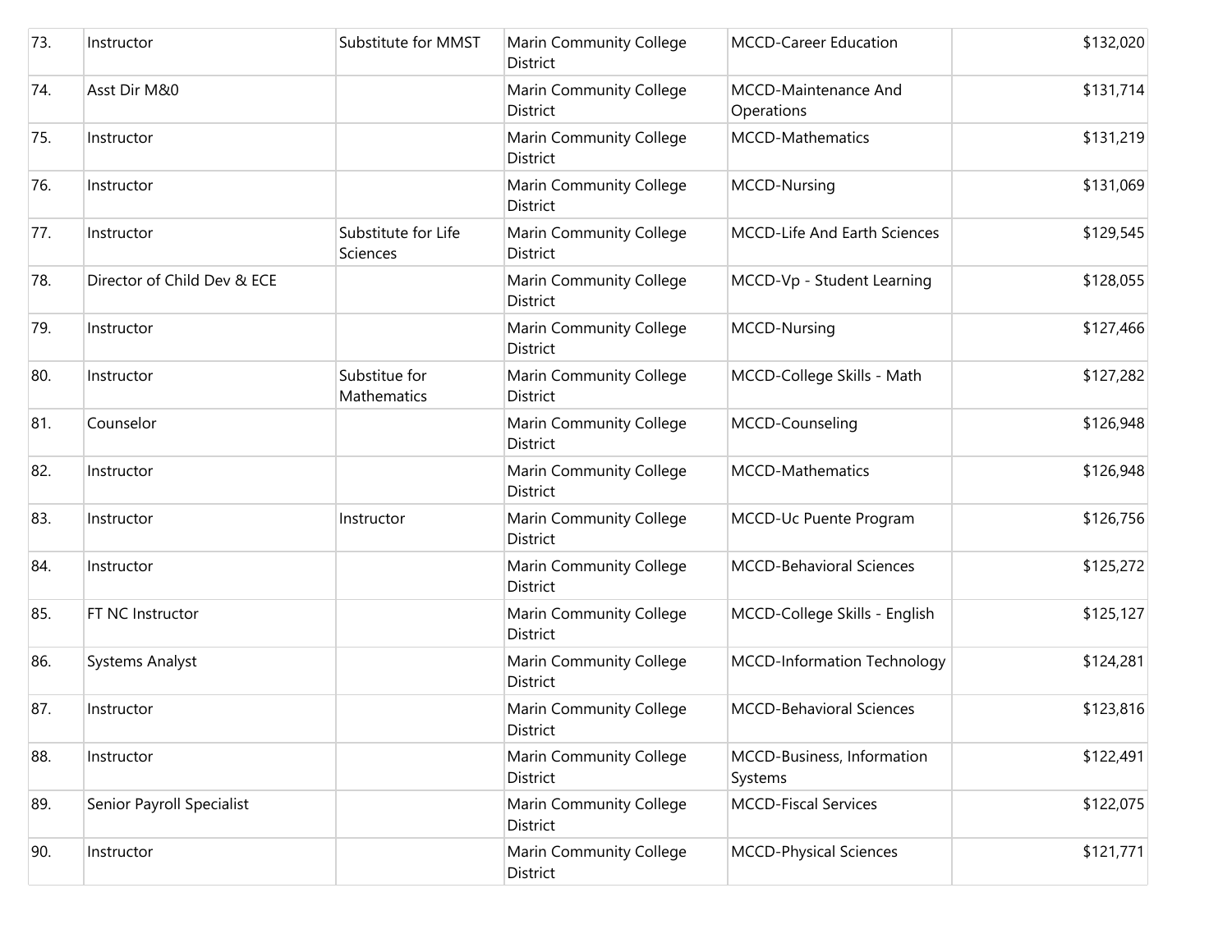| 73. | Instructor | Substitute for MMST | Marin Community College District | MCCD-Career Education | $132,020 |
|---|---|---|---|---|---|
| 74. | Asst Dir M&0 | | Marin Community College District | MCCD-Maintenance And Operations | $131,714 |
| 75. | Instructor | | Marin Community College District | MCCD-Mathematics | $131,219 |
| 76. | Instructor | | Marin Community College District | MCCD-Nursing | $131,069 |
| 77. | Instructor | Substitute for Life Sciences | Marin Community College District | MCCD-Life And Earth Sciences | $129,545 |
| 78. | Director of Child Dev & ECE | | Marin Community College District | MCCD-Vp - Student Learning | $128,055 |
| 79. | Instructor | | Marin Community College District | MCCD-Nursing | $127,466 |
| 80. | Instructor | Substitue for Mathematics | Marin Community College District | MCCD-College Skills - Math | $127,282 |
| 81. | Counselor | | Marin Community College District | MCCD-Counseling | $126,948 |
| 82. | Instructor | | Marin Community College District | MCCD-Mathematics | $126,948 |
| 83. | Instructor | Instructor | Marin Community College District | MCCD-Uc Puente Program | $126,756 |
| 84. | Instructor | | Marin Community College District | MCCD-Behavioral Sciences | $125,272 |
| 85. | FT NC Instructor | | Marin Community College District | MCCD-College Skills - English | $125,127 |
| 86. | Systems Analyst | | Marin Community College District | MCCD-Information Technology | $124,281 |
| 87. | Instructor | | Marin Community College District | MCCD-Behavioral Sciences | $123,816 |
| 88. | Instructor | | Marin Community College District | MCCD-Business, Information Systems | $122,491 |
| 89. | Senior Payroll Specialist | | Marin Community College District | MCCD-Fiscal Services | $122,075 |
| 90. | Instructor | | Marin Community College District | MCCD-Physical Sciences | $121,771 |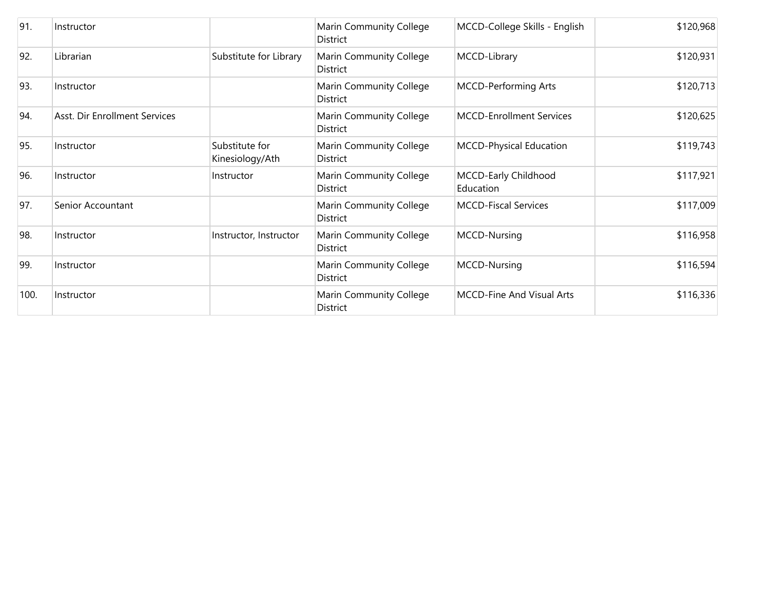| | | | | | |
|---|---|---|---|---|---|
| 91. | Instructor | | Marin Community College District | MCCD-College Skills - English | $120,968 |
| 92. | Librarian | Substitute for Library | Marin Community College District | MCCD-Library | $120,931 |
| 93. | Instructor | | Marin Community College District | MCCD-Performing Arts | $120,713 |
| 94. | Asst. Dir Enrollment Services | | Marin Community College District | MCCD-Enrollment Services | $120,625 |
| 95. | Instructor | Substitute for Kinesiology/Ath | Marin Community College District | MCCD-Physical Education | $119,743 |
| 96. | Instructor | Instructor | Marin Community College District | MCCD-Early Childhood Education | $117,921 |
| 97. | Senior Accountant | | Marin Community College District | MCCD-Fiscal Services | $117,009 |
| 98. | Instructor | Instructor, Instructor | Marin Community College District | MCCD-Nursing | $116,958 |
| 99. | Instructor | | Marin Community College District | MCCD-Nursing | $116,594 |
| 100. | Instructor | | Marin Community College District | MCCD-Fine And Visual Arts | $116,336 |